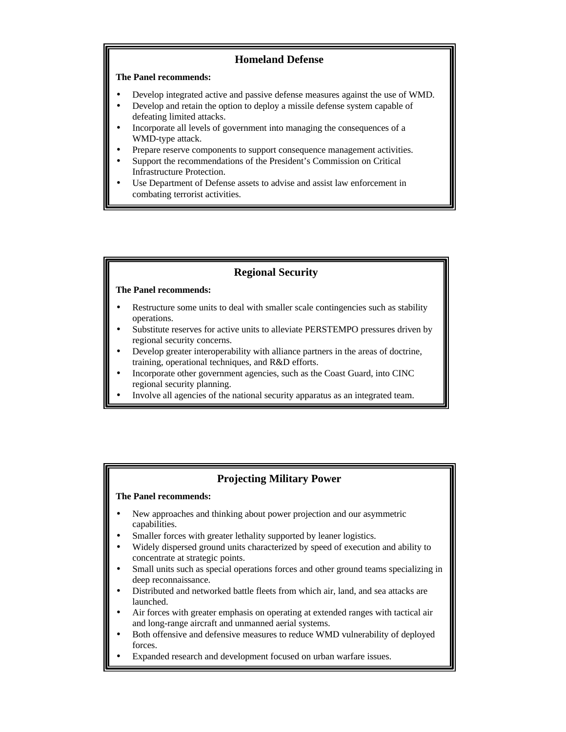## Homeland Defense

**The Panel recommends:**

- Develop integrated active and passive defense measures against the use of WMD.
- Develop and retain the option to deploy a missile defense system capable of defeating limited attacks.
- Incorporate all levels of government into managing the consequences of a WMD-type attack.
- Prepare reserve components to support consequence management activities.
- Support the recommendations of the President's Commission on Critical Infrastructure Protection.
- Use Department of Defense assets to advise and assist law enforcement in combating terrorist activities.

## Regional Security

**The Panel recommends:**

- Restructure some units to deal with smaller scale contingencies such as stability operations.
- Substitute reserves for active units to alleviate PERSTEMPO pressures driven by regional security concerns.
- Develop greater interoperability with alliance partners in the areas of doctrine, training, operational techniques, and R&D efforts.
- Incorporate other government agencies, such as the Coast Guard, into CINC regional security planning.
- Involve all agencies of the national security apparatus as an integrated team.

## Projecting Military Power

**The Panel recommends:**

- New approaches and thinking about power projection and our asymmetric capabilities.
- Smaller forces with greater lethality supported by leaner logistics.
- Widely dispersed ground units characterized by speed of execution and ability to concentrate at strategic points.
- Small units such as special operations forces and other ground teams specializing in deep reconnaissance.
- Distributed and networked battle fleets from which air, land, and sea attacks are launched.
- Air forces with greater emphasis on operating at extended ranges with tactical air and long-range aircraft and unmanned aerial systems.
- Both offensive and defensive measures to reduce WMD vulnerability of deployed forces.
- Expanded research and development focused on urban warfare issues.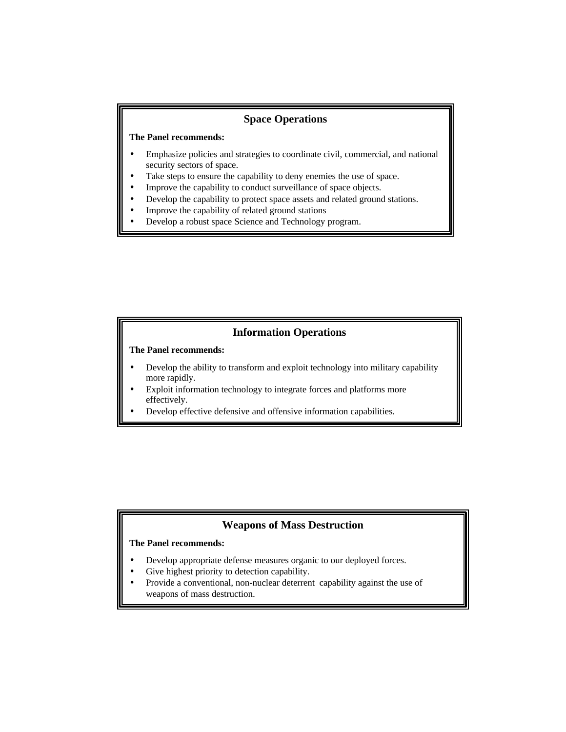## Space Operations

**The Panel recommends:**

- Emphasize policies and strategies to coordinate civil, commercial, and national security sectors of space.
- Take steps to ensure the capability to deny enemies the use of space.
- Improve the capability to conduct surveillance of space objects.
- Develop the capability to protect space assets and related ground stations.
- Improve the capability of related ground stations
- Develop a robust space Science and Technology program.

## Information Operations

**The Panel recommends:**

- Develop the ability to transform and exploit technology into military capability more rapidly.
- Exploit information technology to integrate forces and platforms more effectively.
- Develop effective defensive and offensive information capabilities.

## Weapons of Mass Destruction

**The Panel recommends:**

- Develop appropriate defense measures organic to our deployed forces.
- Give highest priority to detection capability.
- Provide a conventional, non-nuclear deterrent capability against the use of weapons of mass destruction.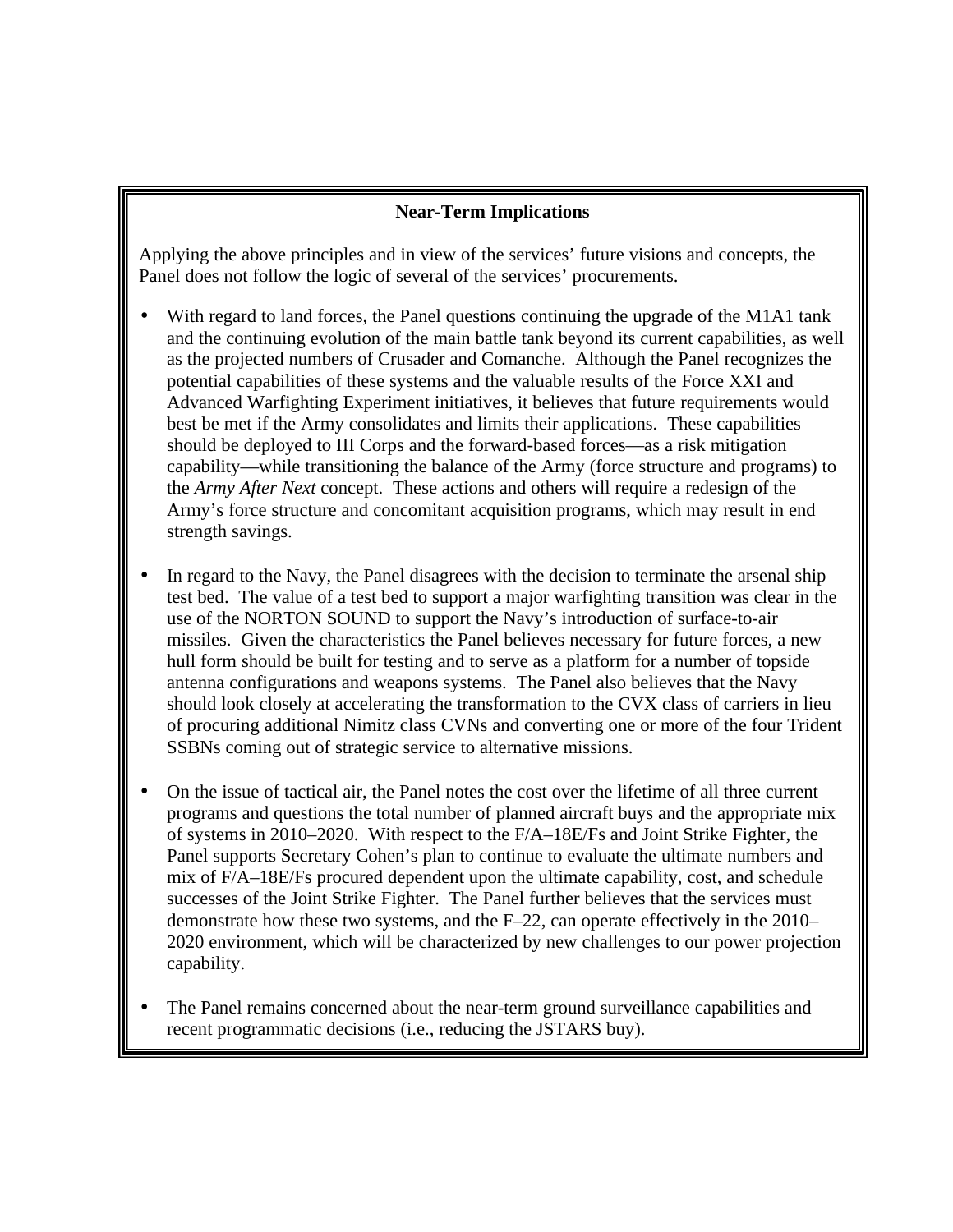### Near-Term Implications

Applying the above principles and in view of the services' future visions and concepts, the Panel does not follow the logic of several of the services' procurements.

- With regard to land forces, the Panel questions continuing the upgrade of the M1A1 tank and the continuing evolution of the main battle tank beyond its current capabilities, as well as the projected numbers of Crusader and Comanche. Although the Panel recognizes the potential capabilities of these systems and the valuable results of the Force XXI and Advanced Warfighting Experiment initiatives, it believes that future requirements would best be met if the Army consolidates and limits their applications. These capabilities should be deployed to III Corps and the forward-based forces—as a risk mitigation capability—while transitioning the balance of the Army (force structure and programs) to the *Army After Next* concept. These actions and others will require a redesign of the Army's force structure and concomitant acquisition programs, which may result in end strength savings.

- In regard to the Navy, the Panel disagrees with the decision to terminate the arsenal ship test bed. The value of a test bed to support a major warfighting transition was clear in the use of the NORTON SOUND to support the Navy's introduction of surface-to-air missiles. Given the characteristics the Panel believes necessary for future forces, a new hull form should be built for testing and to serve as a platform for a number of topside antenna configurations and weapons systems. The Panel also believes that the Navy should look closely at accelerating the transformation to the CVX class of carriers in lieu of procuring additional Nimitz class CVNs and converting one or more of the four Trident SSBNs coming out of strategic service to alternative missions.

- On the issue of tactical air, the Panel notes the cost over the lifetime of all three current programs and questions the total number of planned aircraft buys and the appropriate mix of systems in 2010–2020. With respect to the F/A–18E/Fs and Joint Strike Fighter, the Panel supports Secretary Cohen's plan to continue to evaluate the ultimate numbers and mix of F/A–18E/Fs procured dependent upon the ultimate capability, cost, and schedule successes of the Joint Strike Fighter. The Panel further believes that the services must demonstrate how these two systems, and the F–22, can operate effectively in the 2010–2020 environment, which will be characterized by new challenges to our power projection capability.

- The Panel remains concerned about the near-term ground surveillance capabilities and recent programmatic decisions (i.e., reducing the JSTARS buy).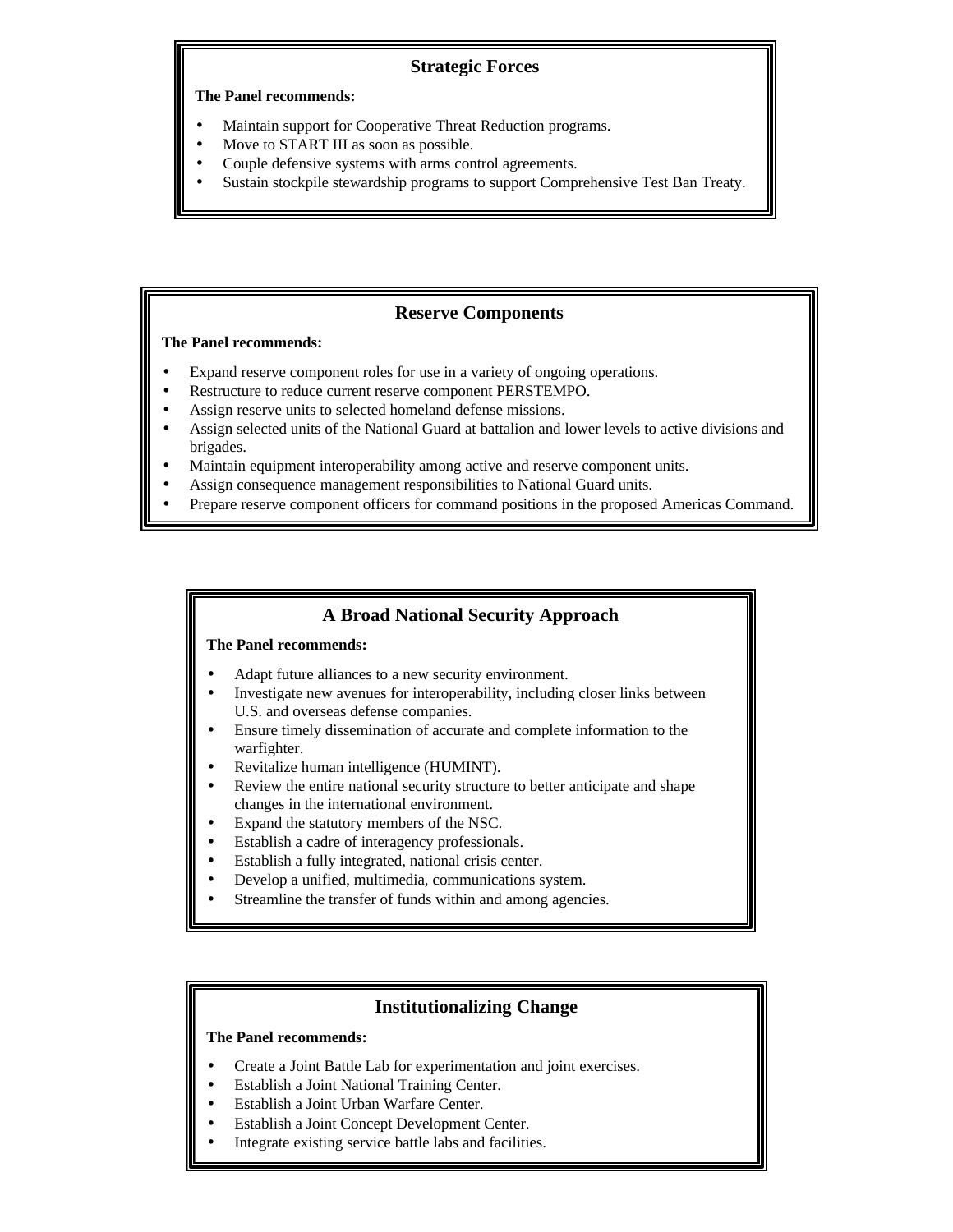### Strategic Forces

**The Panel recommends:**

- Maintain support for Cooperative Threat Reduction programs.
- Move to START III as soon as possible.
- Couple defensive systems with arms control agreements.
- Sustain stockpile stewardship programs to support Comprehensive Test Ban Treaty.

### Reserve Components

**The Panel recommends:**

- Expand reserve component roles for use in a variety of ongoing operations.
- Restructure to reduce current reserve component PERSTEMPO.
- Assign reserve units to selected homeland defense missions.
- Assign selected units of the National Guard at battalion and lower levels to active divisions and brigades.
- Maintain equipment interoperability among active and reserve component units.
- Assign consequence management responsibilities to National Guard units.
- Prepare reserve component officers for command positions in the proposed Americas Command.

### A Broad National Security Approach

**The Panel recommends:**

- Adapt future alliances to a new security environment.
- Investigate new avenues for interoperability, including closer links between U.S. and overseas defense companies.
- Ensure timely dissemination of accurate and complete information to the warfighter.
- Revitalize human intelligence (HUMINT).
- Review the entire national security structure to better anticipate and shape changes in the international environment.
- Expand the statutory members of the NSC.
- Establish a cadre of interagency professionals.
- Establish a fully integrated, national crisis center.
- Develop a unified, multimedia, communications system.
- Streamline the transfer of funds within and among agencies.

### Institutionalizing Change

**The Panel recommends:**

- Create a Joint Battle Lab for experimentation and joint exercises.
- Establish a Joint National Training Center.
- Establish a Joint Urban Warfare Center.
- Establish a Joint Concept Development Center.
- Integrate existing service battle labs and facilities.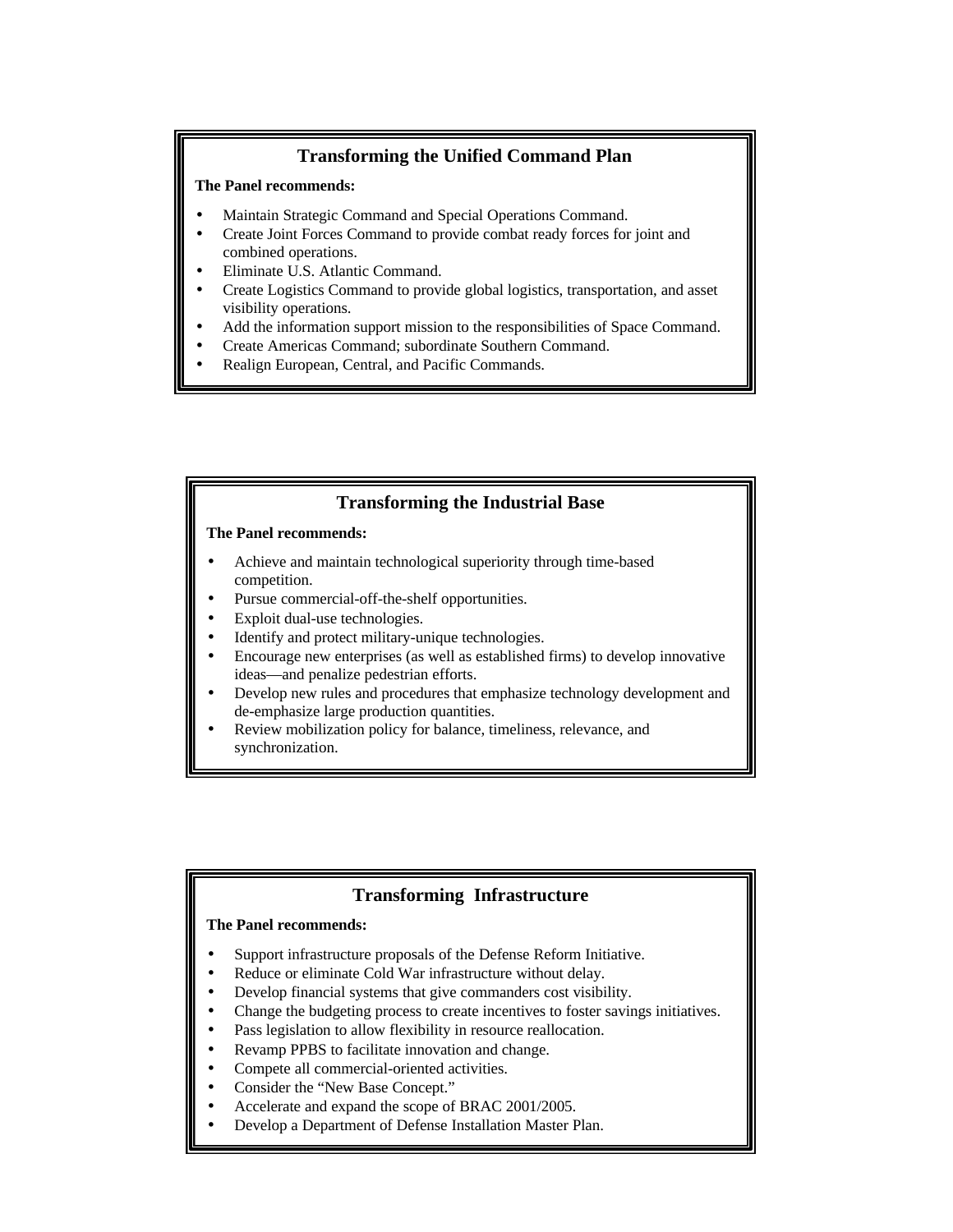## Transforming the Unified Command Plan

**The Panel recommends:**

- Maintain Strategic Command and Special Operations Command.
- Create Joint Forces Command to provide combat ready forces for joint and combined operations.
- Eliminate U.S. Atlantic Command.
- Create Logistics Command to provide global logistics, transportation, and asset visibility operations.
- Add the information support mission to the responsibilities of Space Command.
- Create Americas Command; subordinate Southern Command.
- Realign European, Central, and Pacific Commands.

## Transforming the Industrial Base

**The Panel recommends:**

- Achieve and maintain technological superiority through time-based competition.
- Pursue commercial-off-the-shelf opportunities.
- Exploit dual-use technologies.
- Identify and protect military-unique technologies.
- Encourage new enterprises (as well as established firms) to develop innovative ideas—and penalize pedestrian efforts.
- Develop new rules and procedures that emphasize technology development and de-emphasize large production quantities.
- Review mobilization policy for balance, timeliness, relevance, and synchronization.

## Transforming Infrastructure

**The Panel recommends:**

- Support infrastructure proposals of the Defense Reform Initiative.
- Reduce or eliminate Cold War infrastructure without delay.
- Develop financial systems that give commanders cost visibility.
- Change the budgeting process to create incentives to foster savings initiatives.
- Pass legislation to allow flexibility in resource reallocation.
- Revamp PPBS to facilitate innovation and change.
- Compete all commercial-oriented activities.
- Consider the "New Base Concept."
- Accelerate and expand the scope of BRAC 2001/2005.
- Develop a Department of Defense Installation Master Plan.